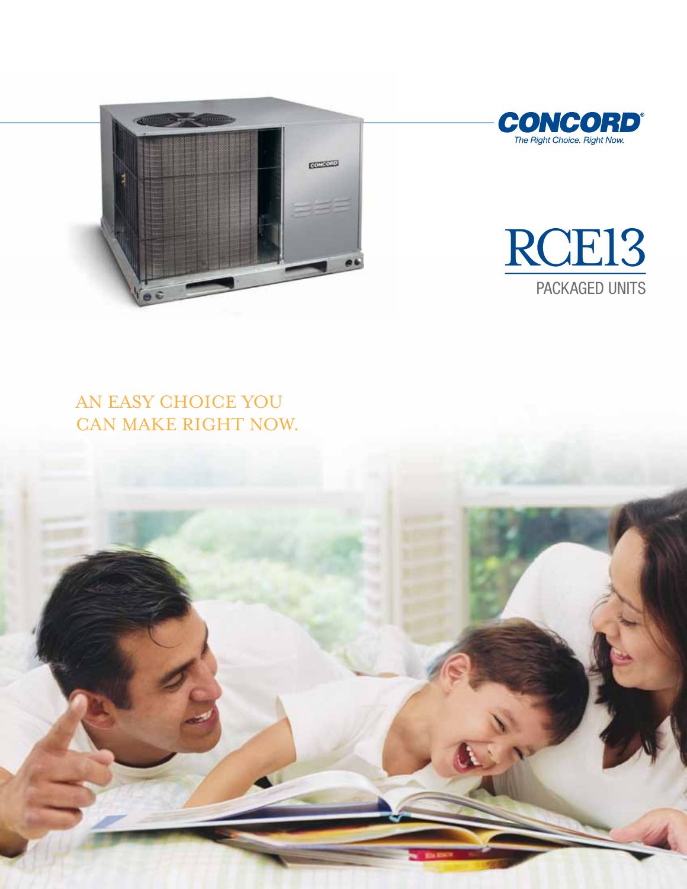**CONCORD®**

*The Right Choice. Right Now.*

# RCE13

## PACKAGED UNITS

AN EASY CHOICE YOU CAN MAKE RIGHT NOW.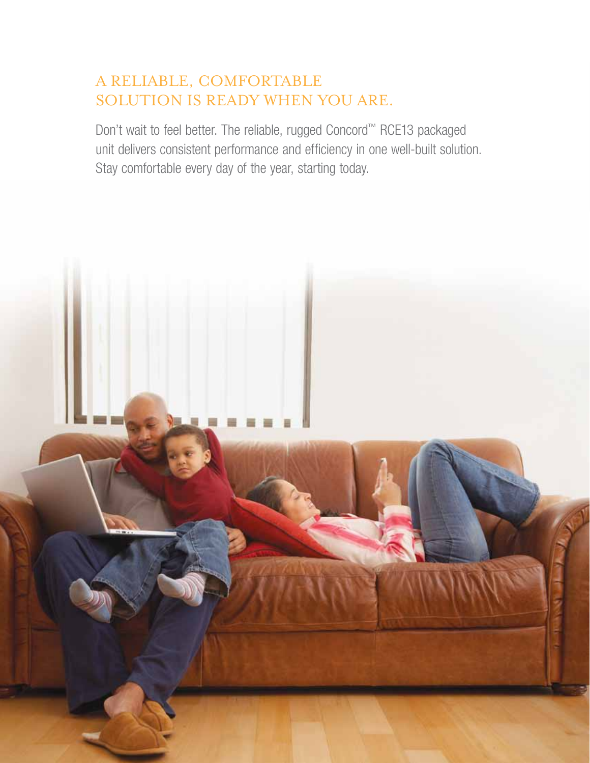## A RELIABLE, COMFORTABLE SOLUTION IS READY WHEN YOU ARE.

Don't wait to feel better. The reliable, rugged Concord™ RCE13 packaged unit delivers consistent performance and efficiency in one well-built solution. Stay comfortable every day of the year, starting today.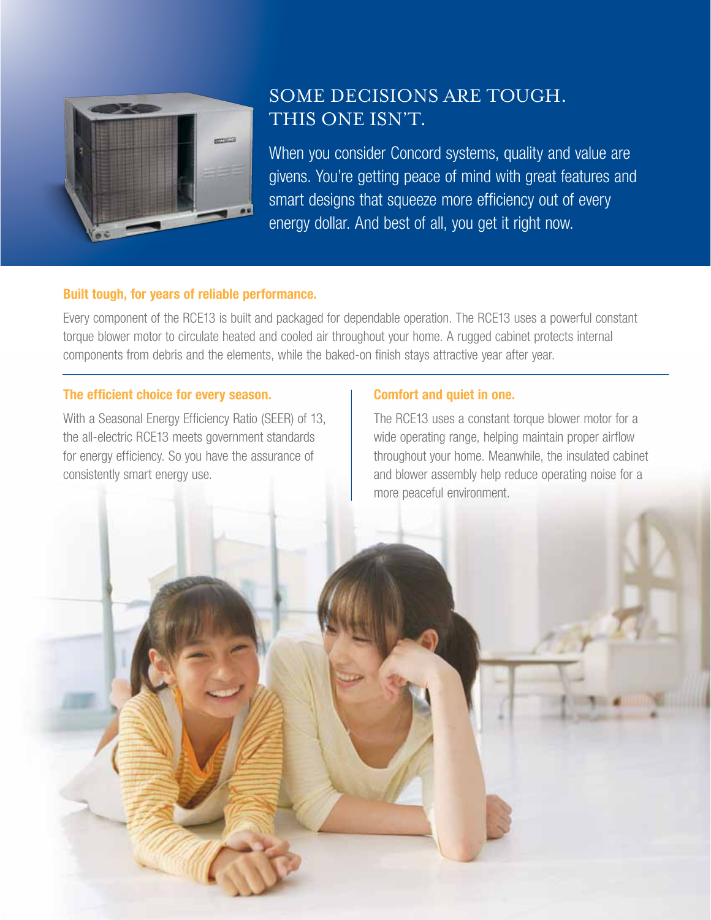# SOME DECISIONS ARE TOUGH. THIS ONE ISN'T.

When you consider Concord systems, quality and value are givens. You're getting peace of mind with great features and smart designs that squeeze more efficiency out of every energy dollar. And best of all, you get it right now.

**Built tough, for years of reliable performance.**

Every component of the RCE13 is built and packaged for dependable operation. The RCE13 uses a powerful constant torque blower motor to circulate heated and cooled air throughout your home. A rugged cabinet protects internal components from debris and the elements, while the baked-on finish stays attractive year after year.

**The efficient choice for every season.**

With a Seasonal Energy Efficiency Ratio (SEER) of 13, the all-electric RCE13 meets government standards for energy efficiency. So you have the assurance of consistently smart energy use.

**Comfort and quiet in one.**

The RCE13 uses a constant torque blower motor for a wide operating range, helping maintain proper airflow throughout your home. Meanwhile, the insulated cabinet and blower assembly help reduce operating noise for a more peaceful environment.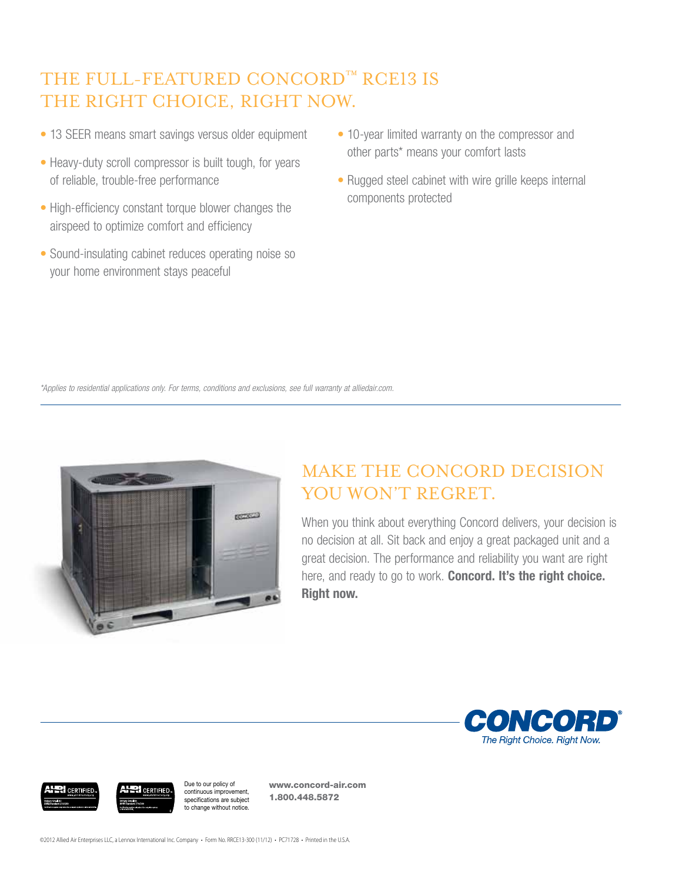# THE FULL-FEATURED CONCORD™ RCE13 IS THE RIGHT CHOICE, RIGHT NOW.

- 13 SEER means smart savings versus older equipment
- Heavy-duty scroll compressor is built tough, for years of reliable, trouble-free performance
- High-efficiency constant torque blower changes the airspeed to optimize comfort and efficiency
- Sound-insulating cabinet reduces operating noise so your home environment stays peaceful
- 10-year limited warranty on the compressor and other parts* means your comfort lasts
- Rugged steel cabinet with wire grille keeps internal components protected

*\*Applies to residential applications only. For terms, conditions and exclusions, see full warranty at alliedair.com.*

# MAKE THE CONCORD DECISION YOU WON'T REGRET.

When you think about everything Concord delivers, your decision is no decision at all. Sit back and enjoy a great packaged unit and a great decision. The performance and reliability you want are right here, and ready to go to work. **Concord. It's the right choice. Right now.**

**CONCORD®**
*The Right Choice. Right Now.*

Due to our policy of continuous improvement, specifications are subject to change without notice.

**www.concord-air.com**
**1.800.448.5872**

©2012 Allied Air Enterprises LLC, a Lennox International Inc. Company • Form No. RRCE13-300 (11/12) • PC71728 • Printed in the U.S.A.